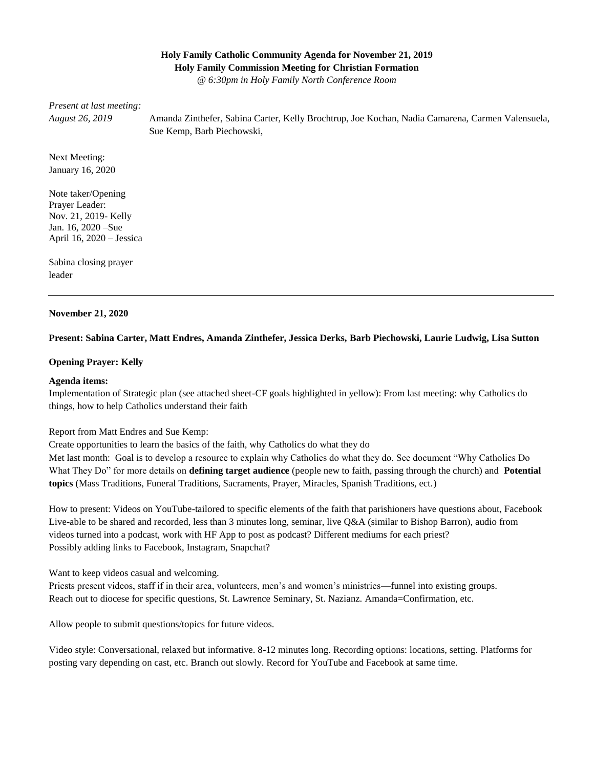**Holy Family Catholic Community Agenda for November 21, 2019**
**Holy Family Commission Meeting for Christian Formation**
*@ 6:30pm in Holy Family North Conference Room*

*Present at last meeting:*
*August 26, 2019* Amanda Zinthefer, Sabina Carter, Kelly Brochtrup, Joe Kochan, Nadia Camarena, Carmen Valensuela, Sue Kemp, Barb Piechowski,

Next Meeting:
January 16, 2020

Note taker/Opening Prayer Leader:
Nov. 21, 2019- Kelly
Jan. 16, 2020 –Sue
April 16, 2020 – Jessica

Sabina closing prayer leader

---

**November 21, 2020**

**Present: Sabina Carter, Matt Endres, Amanda Zinthefer, Jessica Derks, Barb Piechowski, Laurie Ludwig, Lisa Sutton**

**Opening Prayer: Kelly**

**Agenda items:**
Implementation of Strategic plan (see attached sheet-CF goals highlighted in yellow): From last meeting: why Catholics do things, how to help Catholics understand their faith

Report from Matt Endres and Sue Kemp:
Create opportunities to learn the basics of the faith, why Catholics do what they do
Met last month: Goal is to develop a resource to explain why Catholics do what they do. See document "Why Catholics Do What They Do" for more details on **defining target audience** (people new to faith, passing through the church) and **Potential topics** (Mass Traditions, Funeral Traditions, Sacraments, Prayer, Miracles, Spanish Traditions, ect.)

How to present: Videos on YouTube-tailored to specific elements of the faith that parishioners have questions about, Facebook Live-able to be shared and recorded, less than 3 minutes long, seminar, live Q&A (similar to Bishop Barron), audio from videos turned into a podcast, work with HF App to post as podcast? Different mediums for each priest?
Possibly adding links to Facebook, Instagram, Snapchat?

Want to keep videos casual and welcoming.
Priests present videos, staff if in their area, volunteers, men's and women's ministries—funnel into existing groups.
Reach out to diocese for specific questions, St. Lawrence Seminary, St. Nazianz. Amanda=Confirmation, etc.

Allow people to submit questions/topics for future videos.

Video style: Conversational, relaxed but informative. 8-12 minutes long. Recording options: locations, setting. Platforms for posting vary depending on cast, etc. Branch out slowly. Record for YouTube and Facebook at same time.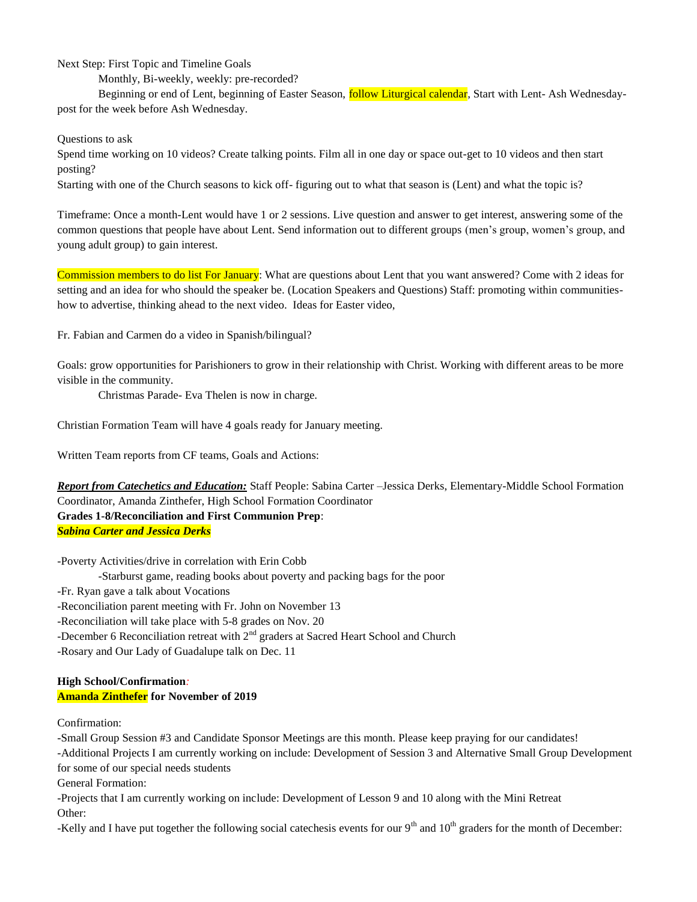Next Step: First Topic and Timeline Goals

Monthly, Bi-weekly, weekly: pre-recorded?

Beginning or end of Lent, beginning of Easter Season, follow Liturgical calendar, Start with Lent- Ash Wednesday-post for the week before Ash Wednesday.

Questions to ask

Spend time working on 10 videos? Create talking points. Film all in one day or space out-get to 10 videos and then start posting?

Starting with one of the Church seasons to kick off- figuring out to what that season is (Lent) and what the topic is?

Timeframe: Once a month-Lent would have 1 or 2 sessions. Live question and answer to get interest, answering some of the common questions that people have about Lent. Send information out to different groups (men's group, women's group, and young adult group) to gain interest.

Commission members to do list For January: What are questions about Lent that you want answered? Come with 2 ideas for setting and an idea for who should the speaker be. (Location Speakers and Questions) Staff: promoting within communities-how to advertise, thinking ahead to the next video. Ideas for Easter video,

Fr. Fabian and Carmen do a video in Spanish/bilingual?

Goals: grow opportunities for Parishioners to grow in their relationship with Christ. Working with different areas to be more visible in the community.

Christmas Parade- Eva Thelen is now in charge.

Christian Formation Team will have 4 goals ready for January meeting.

Written Team reports from CF teams, Goals and Actions:

***Report from Catechetics and Education:*** Staff People: Sabina Carter –Jessica Derks, Elementary-Middle School Formation Coordinator, Amanda Zinthefer, High School Formation Coordinator

**Grades 1-8/Reconciliation and First Communion Prep**:
***Sabina Carter and Jessica Derks***

- Poverty Activities/drive in correlation with Erin Cobb
  - Starburst game, reading books about poverty and packing bags for the poor
- Fr. Ryan gave a talk about Vocations
- Reconciliation parent meeting with Fr. John on November 13
- Reconciliation will take place with 5-8 grades on Nov. 20
- December 6 Reconciliation retreat with 2nd graders at Sacred Heart School and Church
- Rosary and Our Lady of Guadalupe talk on Dec. 11

**High School/Confirmation:**
**Amanda Zinthefer for November of 2019**

Confirmation:

- Small Group Session #3 and Candidate Sponsor Meetings are this month. Please keep praying for our candidates!
- Additional Projects I am currently working on include: Development of Session 3 and Alternative Small Group Development for some of our special needs students

General Formation:

- Projects that I am currently working on include: Development of Lesson 9 and 10 along with the Mini Retreat

Other:

- Kelly and I have put together the following social catechesis events for our 9th and 10th graders for the month of December: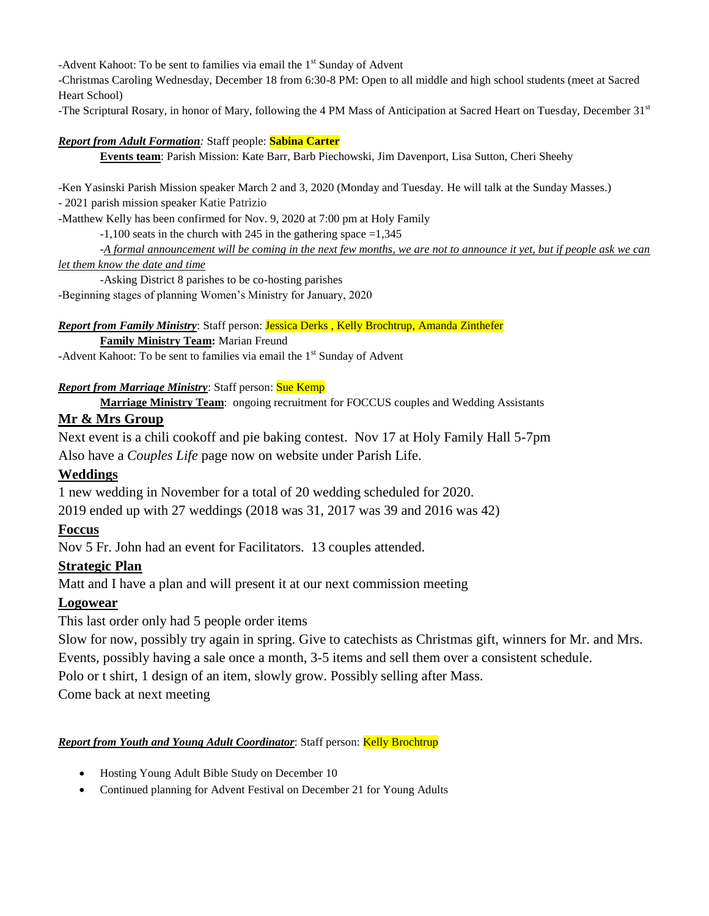-Advent Kahoot: To be sent to families via email the 1st Sunday of Advent

-Christmas Caroling Wednesday, December 18 from 6:30-8 PM: Open to all middle and high school students (meet at Sacred Heart School)

-The Scriptural Rosary, in honor of Mary, following the 4 PM Mass of Anticipation at Sacred Heart on Tuesday, December 31st

***Report from Adult Formation**:* Staff people: **Sabina Carter**

**Events team**: Parish Mission: Kate Barr, Barb Piechowski, Jim Davenport, Lisa Sutton, Cheri Sheehy

-Ken Yasinski Parish Mission speaker March 2 and 3, 2020 (Monday and Tuesday. He will talk at the Sunday Masses.)

- 2021 parish mission speaker Katie Patrizio

-Matthew Kelly has been confirmed for Nov. 9, 2020 at 7:00 pm at Holy Family

-1,100 seats in the church with 245 in the gathering space =1,345

-*A formal announcement will be coming in the next few months, we are not to announce it yet, but if people ask we can let them know the date and time*

-Asking District 8 parishes to be co-hosting parishes

-Beginning stages of planning Women's Ministry for January, 2020

***Report from Family Ministry***: Staff person: Jessica Derks , Kelly Brochtrup, Amanda Zinthefer

**Family Ministry Team:** Marian Freund

-Advent Kahoot: To be sent to families via email the 1st Sunday of Advent

***Report from Marriage Ministry***: Staff person: Sue Kemp

**Marriage Ministry Team**: ongoing recruitment for FOCCUS couples and Wedding Assistants

## Mr & Mrs Group

Next event is a chili cookoff and pie baking contest. Nov 17 at Holy Family Hall 5-7pm

Also have a *Couples Life* page now on website under Parish Life.

## Weddings

1 new wedding in November for a total of 20 wedding scheduled for 2020.

2019 ended up with 27 weddings (2018 was 31, 2017 was 39 and 2016 was 42)

## Foccus

Nov 5 Fr. John had an event for Facilitators. 13 couples attended.

## Strategic Plan

Matt and I have a plan and will present it at our next commission meeting

## Logowear

This last order only had 5 people order items

Slow for now, possibly try again in spring. Give to catechists as Christmas gift, winners for Mr. and Mrs. Events, possibly having a sale once a month, 3-5 items and sell them over a consistent schedule.

Polo or t shirt, 1 design of an item, slowly grow. Possibly selling after Mass.

Come back at next meeting

***Report from Youth and Young Adult Coordinator***: Staff person: Kelly Brochtrup

- Hosting Young Adult Bible Study on December 10
- Continued planning for Advent Festival on December 21 for Young Adults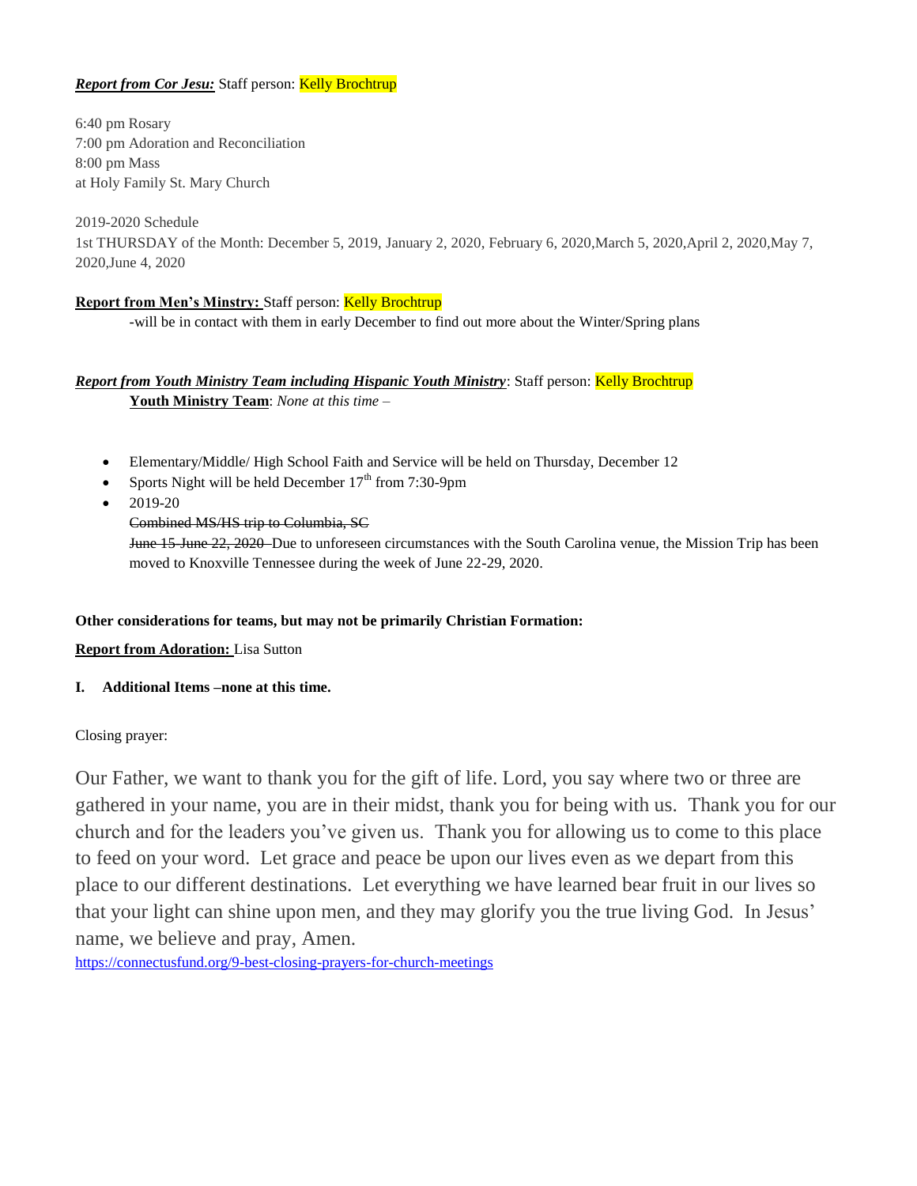***Report from Cor Jesu:*** Staff person: Kelly Brochtrup

6:40 pm Rosary
7:00 pm Adoration and Reconciliation
8:00 pm Mass
at Holy Family St. Mary Church

2019-2020 Schedule
1st THURSDAY of the Month: December 5, 2019, January 2, 2020, February 6, 2020,March 5, 2020,April 2, 2020,May 7, 2020,June 4, 2020

**Report from Men's Minstry:** Staff person: Kelly Brochtrup

-will be in contact with them in early December to find out more about the Winter/Spring plans

***Report from Youth Ministry Team including Hispanic Youth Ministry***: Staff person: Kelly Brochtrup

**Youth Ministry Team**: *None at this time –*

- Elementary/Middle/ High School Faith and Service will be held on Thursday, December 12
- Sports Night will be held December 17th from 7:30-9pm
- 2019-20
  ~~Combined MS/HS trip to Columbia, SC~~
  ~~June 15-June 22, 2020~~ Due to unforeseen circumstances with the South Carolina venue, the Mission Trip has been moved to Knoxville Tennessee during the week of June 22-29, 2020.

**Other considerations for teams, but may not be primarily Christian Formation:**

**Report from Adoration:** Lisa Sutton

**I. Additional Items –none at this time.**

Closing prayer:

Our Father, we want to thank you for the gift of life. Lord, you say where two or three are gathered in your name, you are in their midst, thank you for being with us. Thank you for our church and for the leaders you've given us. Thank you for allowing us to come to this place to feed on your word. Let grace and peace be upon our lives even as we depart from this place to our different destinations. Let everything we have learned bear fruit in our lives so that your light can shine upon men, and they may glorify you the true living God. In Jesus' name, we believe and pray, Amen.

https://connectusfund.org/9-best-closing-prayers-for-church-meetings